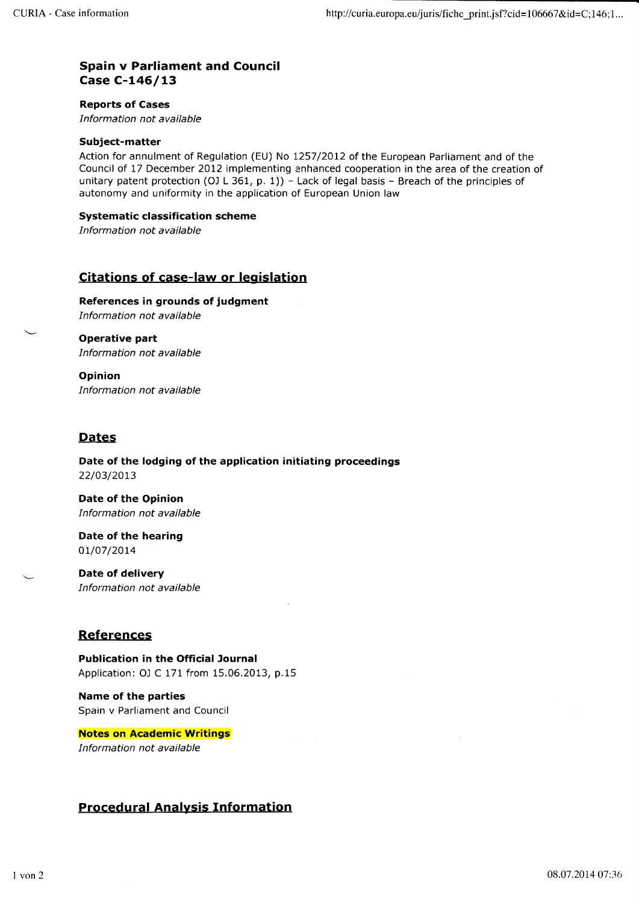## Spain v Parliament and Council
## Case C-146/13

**Reports of Cases**
*Information not available*

**Subject-matter**
Action for annulment of Regulation (EU) No 1257/2012 of the European Parliament and of the Council of 17 December 2012 implementing enhanced cooperation in the area of the creation of unitary patent protection (OJ L 361, p. 1)) – Lack of legal basis – Breach of the principles of autonomy and uniformity in the application of European Union law

**Systematic classification scheme**
*Information not available*

## Citations of case-law or legislation

**References in grounds of judgment**
*Information not available*

**Operative part**
*Information not available*

**Opinion**
*Information not available*

## Dates

**Date of the lodging of the application initiating proceedings**
22/03/2013

**Date of the Opinion**
*Information not available*

**Date of the hearing**
01/07/2014

**Date of delivery**
*Information not available*

## References

**Publication in the Official Journal**
Application: OJ C 171 from 15.06.2013, p.15

**Name of the parties**
Spain v Parliament and Council

**Notes on Academic Writings**
*Information not available*

## Procedural Analysis Information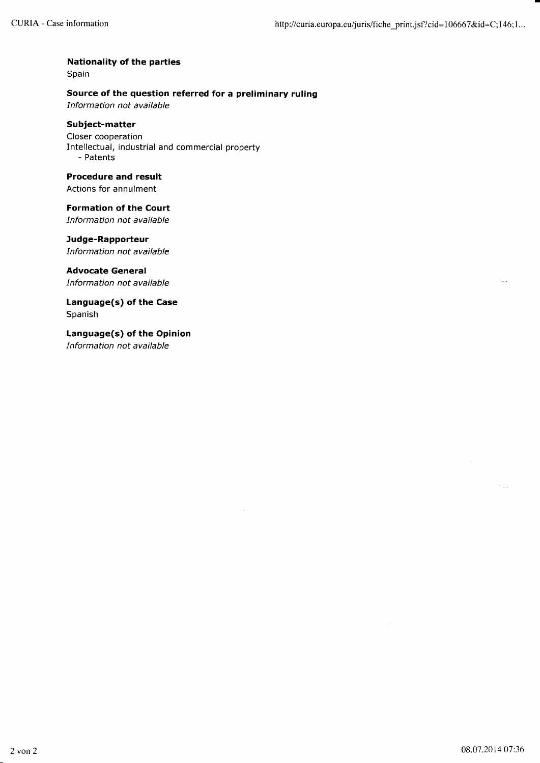**Nationality of the parties**
Spain

**Source of the question referred for a preliminary ruling**
*Information not available*

**Subject-matter**
Closer cooperation
Intellectual, industrial and commercial property
- Patents

**Procedure and result**
Actions for annulment

**Formation of the Court**
*Information not available*

**Judge-Rapporteur**
*Information not available*

**Advocate General**
*Information not available*

**Language(s) of the Case**
Spanish

**Language(s) of the Opinion**
*Information not available*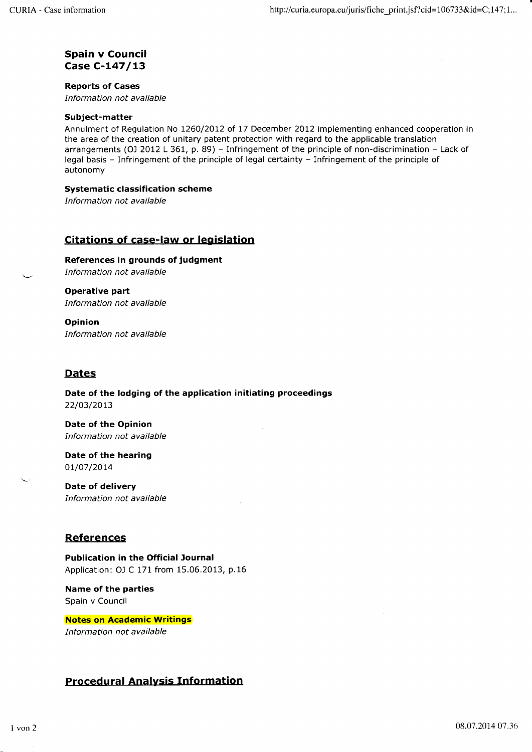# Spain v Council
# Case C-147/13

**Reports of Cases**
*Information not available*

**Subject-matter**
Annulment of Regulation No 1260/2012 of 17 December 2012 implementing enhanced cooperation in the area of the creation of unitary patent protection with regard to the applicable translation arrangements (OJ 2012 L 361, p. 89) – Infringement of the principle of non-discrimination – Lack of legal basis – Infringement of the principle of legal certainty – Infringement of the principle of autonomy

**Systematic classification scheme**
*Information not available*

## Citations of case-law or legislation

**References in grounds of judgment**
*Information not available*

**Operative part**
*Information not available*

**Opinion**
*Information not available*

## Dates

**Date of the lodging of the application initiating proceedings**
22/03/2013

**Date of the Opinion**
*Information not available*

**Date of the hearing**
01/07/2014

**Date of delivery**
*Information not available*

## References

**Publication in the Official Journal**
Application: OJ C 171 from 15.06.2013, p.16

**Name of the parties**
Spain v Council

**Notes on Academic Writings**
*Information not available*

## Procedural Analysis Information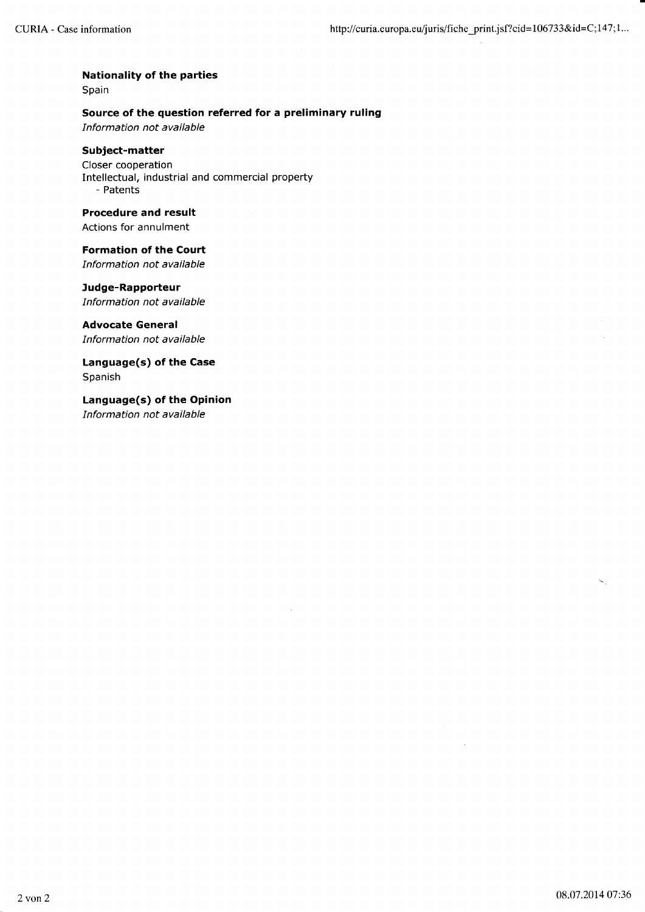**Nationality of the parties**

Spain

**Source of the question referred for a preliminary ruling**

*Information not available*

**Subject-matter**

Closer cooperation

Intellectual, industrial and commercial property

- Patents

**Procedure and result**

Actions for annulment

**Formation of the Court**

*Information not available*

**Judge-Rapporteur**

*Information not available*

**Advocate General**

*Information not available*

**Language(s) of the Case**

Spanish

**Language(s) of the Opinion**

*Information not available*